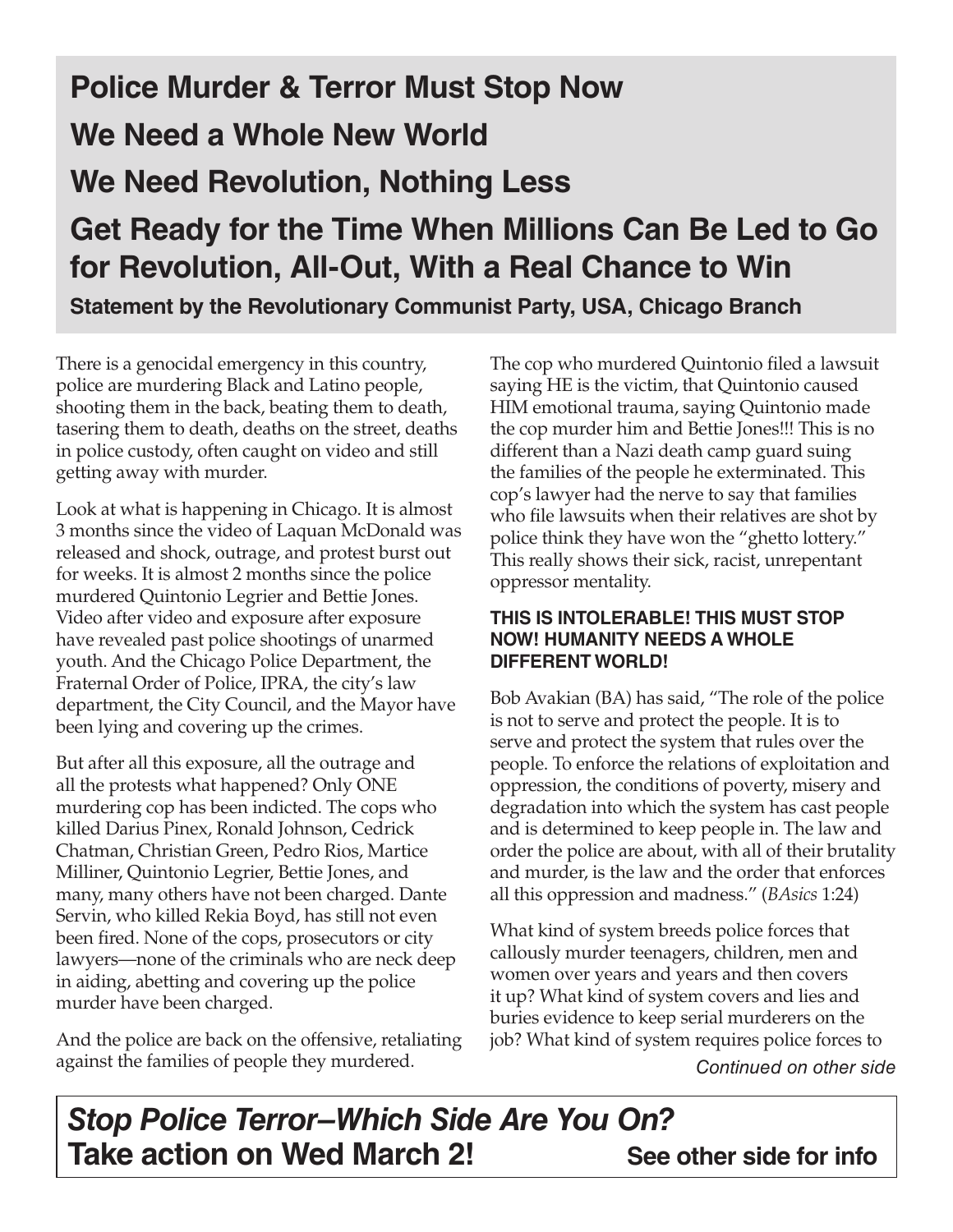# Police Murder & Terror Must Stop Now

# We Need a Whole New World

# We Need Revolution, Nothing Less

# Get Ready for the Time When Millions Can Be Led to Go for Revolution, All-Out, With a Real Chance to Win

**Statement by the Revolutionary Communist Party, USA, Chicago Branch**

There is a genocidal emergency in this country, police are murdering Black and Latino people, shooting them in the back, beating them to death, tasering them to death, deaths on the street, deaths in police custody, often caught on video and still getting away with murder.

Look at what is happening in Chicago. It is almost 3 months since the video of Laquan McDonald was released and shock, outrage, and protest burst out for weeks. It is almost 2 months since the police murdered Quintonio Legrier and Bettie Jones. Video after video and exposure after exposure have revealed past police shootings of unarmed youth. And the Chicago Police Department, the Fraternal Order of Police, IPRA, the city's law department, the City Council, and the Mayor have been lying and covering up the crimes.

But after all this exposure, all the outrage and all the protests what happened? Only ONE murdering cop has been indicted. The cops who killed Darius Pinex, Ronald Johnson, Cedrick Chatman, Christian Green, Pedro Rios, Martice Milliner, Quintonio Legrier, Bettie Jones, and many, many others have not been charged. Dante Servin, who killed Rekia Boyd, has still not even been fired. None of the cops, prosecutors or city lawyers—none of the criminals who are neck deep in aiding, abetting and covering up the police murder have been charged.

And the police are back on the offensive, retaliating against the families of people they murdered.

The cop who murdered Quintonio filed a lawsuit saying HE is the victim, that Quintonio caused HIM emotional trauma, saying Quintonio made the cop murder him and Bettie Jones!!! This is no different than a Nazi death camp guard suing the families of the people he exterminated. This cop's lawyer had the nerve to say that families who file lawsuits when their relatives are shot by police think they have won the "ghetto lottery." This really shows their sick, racist, unrepentant oppressor mentality.

**THIS IS INTOLERABLE! THIS MUST STOP NOW! HUMANITY NEEDS A WHOLE DIFFERENT WORLD!**

Bob Avakian (BA) has said, "The role of the police is not to serve and protect the people. It is to serve and protect the system that rules over the people. To enforce the relations of exploitation and oppression, the conditions of poverty, misery and degradation into which the system has cast people and is determined to keep people in. The law and order the police are about, with all of their brutality and murder, is the law and the order that enforces all this oppression and madness." (*BAsics* 1:24)

What kind of system breeds police forces that callously murder teenagers, children, men and women over years and years and then covers it up? What kind of system covers and lies and buries evidence to keep serial murderers on the job? What kind of system requires police forces to

*Continued on other side*

***Stop Police Terror–Which Side Are You On?***
**Take action on Wed March 2!** **See other side for info**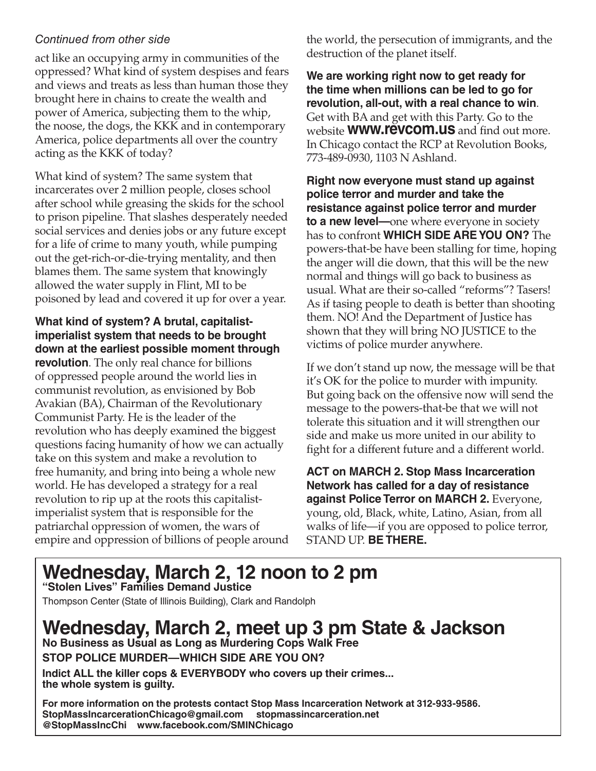*Continued from other side*

act like an occupying army in communities of the oppressed? What kind of system despises and fears and views and treats as less than human those they brought here in chains to create the wealth and power of America, subjecting them to the whip, the noose, the dogs, the KKK and in contemporary America, police departments all over the country acting as the KKK of today?

What kind of system? The same system that incarcerates over 2 million people, closes school after school while greasing the skids for the school to prison pipeline. That slashes desperately needed social services and denies jobs or any future except for a life of crime to many youth, while pumping out the get-rich-or-die-trying mentality, and then blames them. The same system that knowingly allowed the water supply in Flint, MI to be poisoned by lead and covered it up for over a year.

**What kind of system? A brutal, capitalist-imperialist system that needs to be brought down at the earliest possible moment through revolution**. The only real chance for billions of oppressed people around the world lies in communist revolution, as envisioned by Bob Avakian (BA), Chairman of the Revolutionary Communist Party. He is the leader of the revolution who has deeply examined the biggest questions facing humanity of how we can actually take on this system and make a revolution to free humanity, and bring into being a whole new world. He has developed a strategy for a real revolution to rip up at the roots this capitalist-imperialist system that is responsible for the patriarchal oppression of women, the wars of empire and oppression of billions of people around the world, the persecution of immigrants, and the destruction of the planet itself.

**We are working right now to get ready for the time when millions can be led to go for revolution, all-out, with a real chance to win**. Get with BA and get with this Party. Go to the website **www.revcom.us** and find out more. In Chicago contact the RCP at Revolution Books, 773-489-0930, 1103 N Ashland.

**Right now everyone must stand up against police terror and murder and take the resistance against police terror and murder to a new level—**one where everyone in society has to confront **WHICH SIDE ARE YOU ON?** The powers-that-be have been stalling for time, hoping the anger will die down, that this will be the new normal and things will go back to business as usual. What are their so-called "reforms"? Tasers! As if tasing people to death is better than shooting them. NO! And the Department of Justice has shown that they will bring NO JUSTICE to the victims of police murder anywhere.

If we don't stand up now, the message will be that it's OK for the police to murder with impunity. But going back on the offensive now will send the message to the powers-that-be that we will not tolerate this situation and it will strengthen our side and make us more united in our ability to fight for a different future and a different world.

**ACT on MARCH 2. Stop Mass Incarceration Network has called for a day of resistance against Police Terror on MARCH 2.** Everyone, young, old, Black, white, Latino, Asian, from all walks of life—if you are opposed to police terror, STAND UP. **BE THERE.**

## Wednesday, March 2, 12 noon to 2 pm

**"Stolen Lives" Families Demand Justice**

Thompson Center (State of Illinois Building), Clark and Randolph

## Wednesday, March 2, meet up 3 pm State & Jackson

**No Business as Usual as Long as Murdering Cops Walk Free**

**STOP POLICE MURDER—WHICH SIDE ARE YOU ON?**

**Indict ALL the killer cops & EVERYBODY who covers up their crimes... the whole system is guilty.**

**For more information on the protests contact Stop Mass Incarceration Network at 312-933-9586.**
**StopMassIncarcerationChicago@gmail.com stopmassincarceration.net**
**@StopMassIncChi www.facebook.com/SMINChicago**